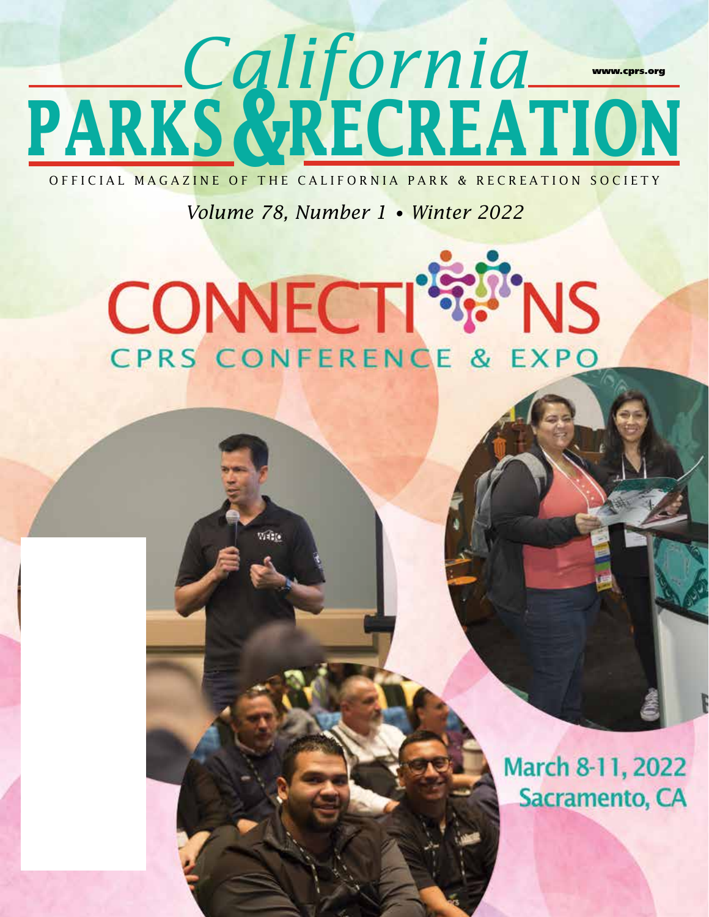# California PARKS & RECREATION

www.cprs.org

OFFICIAL MAGAZINE OF THE CALIFORNIA PARK & RECREATION SOCIETY

*Volume 78, Number 1 • Winter 2022*

## CONNECTIONS
### CPRS CONFERENCE & EXPO

March 8-11, 2022
Sacramento, CA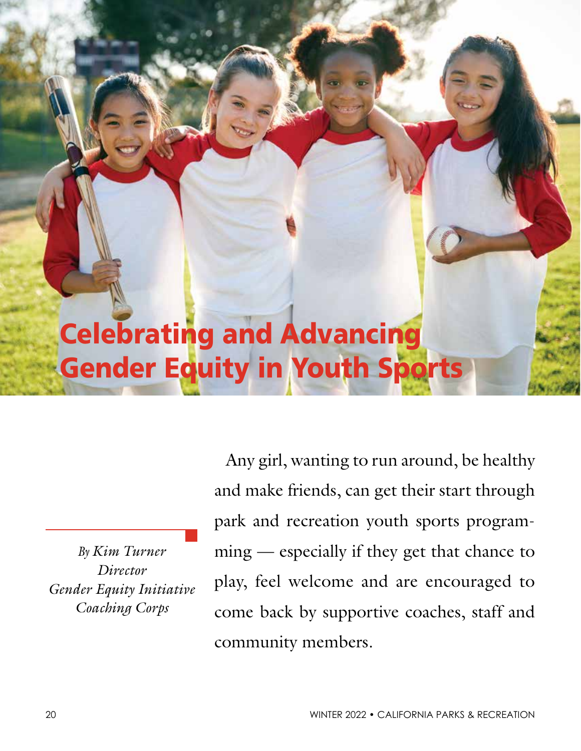# Celebrating and Advancing Gender Equity in Youth Sports

*By Kim Turner*
*Director*
*Gender Equity Initiative*
*Coaching Corps*

Any girl, wanting to run around, be healthy and make friends, can get their start through park and recreation youth sports programming — especially if they get that chance to play, feel welcome and are encouraged to come back by supportive coaches, staff and community members.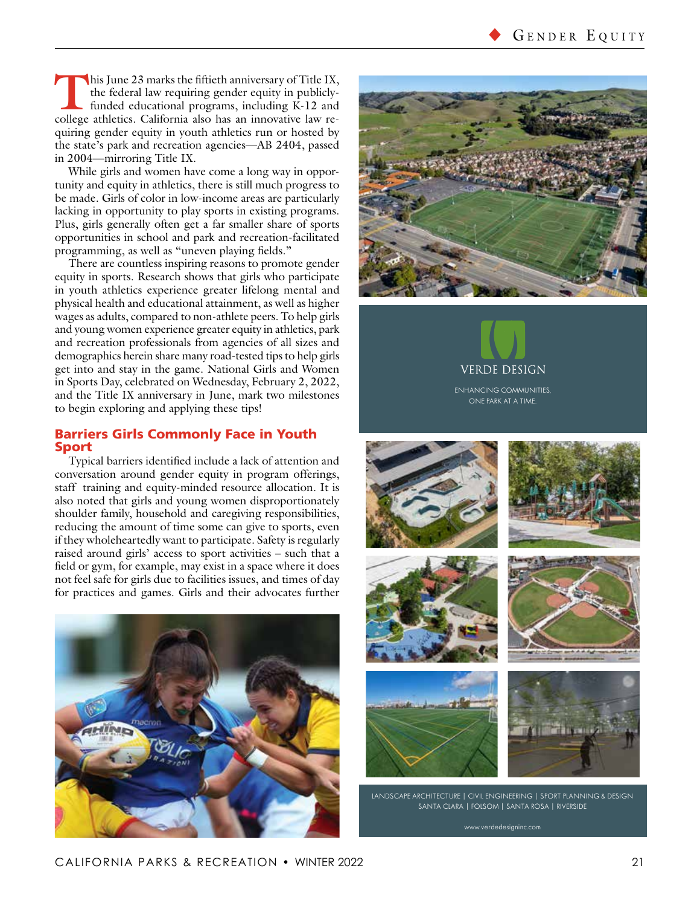This June 23 marks the fiftieth anniversary of Title IX, the federal law requiring gender equity in publicly-funded educational programs, including K-12 and college athletics. California also has an innovative law requiring gender equity in youth athletics run or hosted by the state's park and recreation agencies—AB 2404, passed in 2004—mirroring Title IX.

While girls and women have come a long way in opportunity and equity in athletics, there is still much progress to be made. Girls of color in low-income areas are particularly lacking in opportunity to play sports in existing programs. Plus, girls generally often get a far smaller share of sports opportunities in school and park and recreation-facilitated programming, as well as "uneven playing fields."

There are countless inspiring reasons to promote gender equity in sports. Research shows that girls who participate in youth athletics experience greater lifelong mental and physical health and educational attainment, as well as higher wages as adults, compared to non-athlete peers. To help girls and young women experience greater equity in athletics, park and recreation professionals from agencies of all sizes and demographics herein share many road-tested tips to help girls get into and stay in the game. National Girls and Women in Sports Day, celebrated on Wednesday, February 2, 2022, and the Title IX anniversary in June, mark two milestones to begin exploring and applying these tips!

## Barriers Girls Commonly Face in Youth Sport

Typical barriers identified include a lack of attention and conversation around gender equity in program offerings, staff training and equity-minded resource allocation. It is also noted that girls and young women disproportionately shoulder family, household and caregiving responsibilities, reducing the amount of time some can give to sports, even if they wholeheartedly want to participate. Safety is regularly raised around girls' access to sport activities – such that a field or gym, for example, may exist in a space where it does not feel safe for girls due to facilities issues, and times of day for practices and games. Girls and their advocates further

VERDE DESIGN

ENHANCING COMMUNITIES, ONE PARK AT A TIME.

LANDSCAPE ARCHITECTURE | CIVIL ENGINEERING | SPORT PLANNING & DESIGN
SANTA CLARA | FOLSOM | SANTA ROSA | RIVERSIDE

www.verdedesigninc.com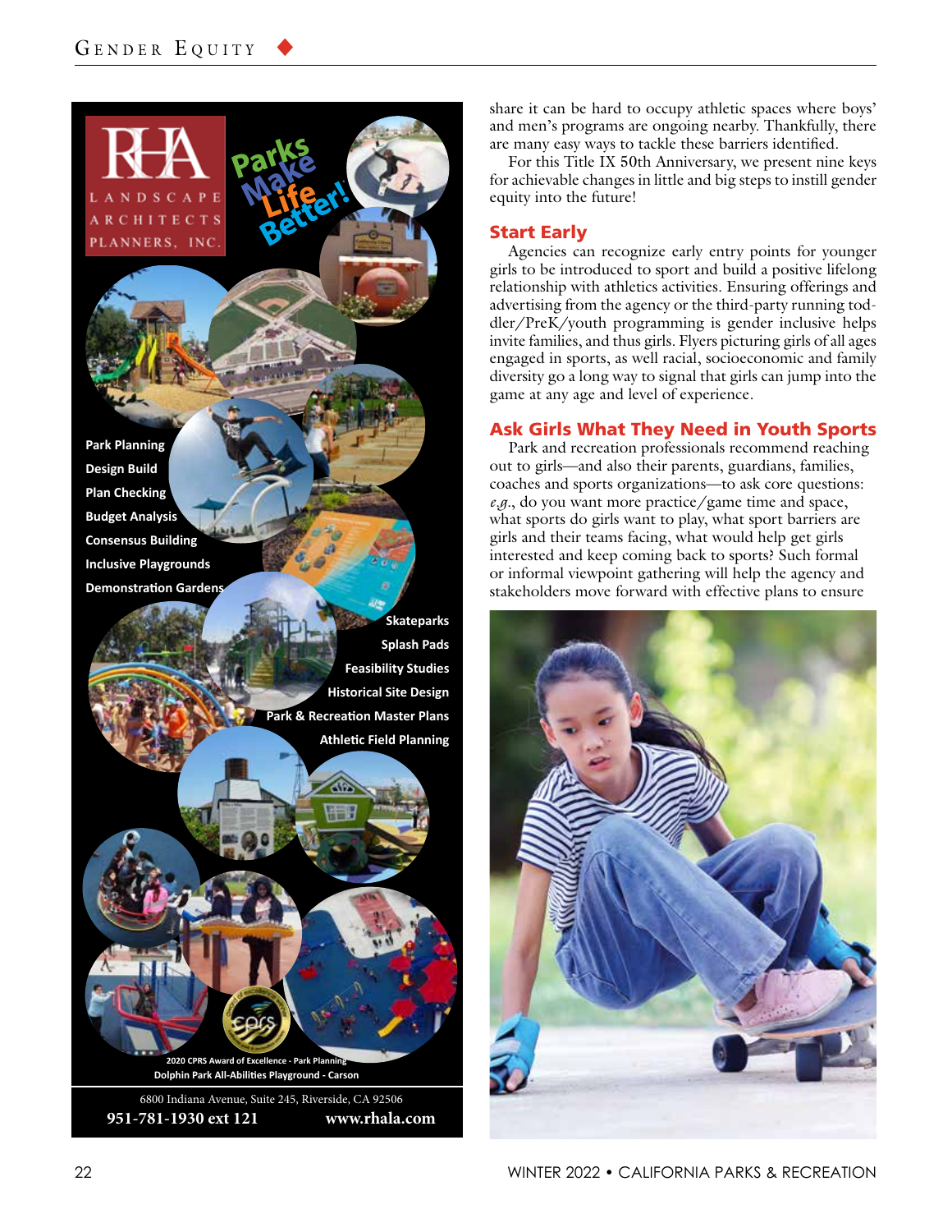share it can be hard to occupy athletic spaces where boys' and men's programs are ongoing nearby. Thankfully, there are many easy ways to tackle these barriers identified.

For this Title IX 50th Anniversary, we present nine keys for achievable changes in little and big steps to instill gender equity into the future!

## Start Early

Agencies can recognize early entry points for younger girls to be introduced to sport and build a positive lifelong relationship with athletics activities. Ensuring offerings and advertising from the agency or the third-party running toddler/PreK/youth programming is gender inclusive helps invite families, and thus girls. Flyers picturing girls of all ages engaged in sports, as well racial, socioeconomic and family diversity go a long way to signal that girls can jump into the game at any age and level of experience.

## Ask Girls What They Need in Youth Sports

Park and recreation professionals recommend reaching out to girls—and also their parents, guardians, families, coaches and sports organizations—to ask core questions: *e.g.*, do you want more practice/game time and space, what sports do girls want to play, what sport barriers are girls and their teams facing, what would help get girls interested and keep coming back to sports? Such formal or informal viewpoint gathering will help the agency and stakeholders move forward with effective plans to ensure

RHA Landscape Architects Planners, Inc.

Parks Make Life Better!

- Park Planning
- Design Build
- Plan Checking
- Budget Analysis
- Consensus Building
- Inclusive Playgrounds
- Demonstration Gardens
- Skateparks
- Splash Pads
- Feasibility Studies
- Historical Site Design
- Park & Recreation Master Plans
- Athletic Field Planning

2020 CPRS Award of Excellence - Park Planning
Dolphin Park All-Abilities Playground - Carson

6800 Indiana Avenue, Suite 245, Riverside, CA 92506
951-781-1930 ext 121 www.rhala.com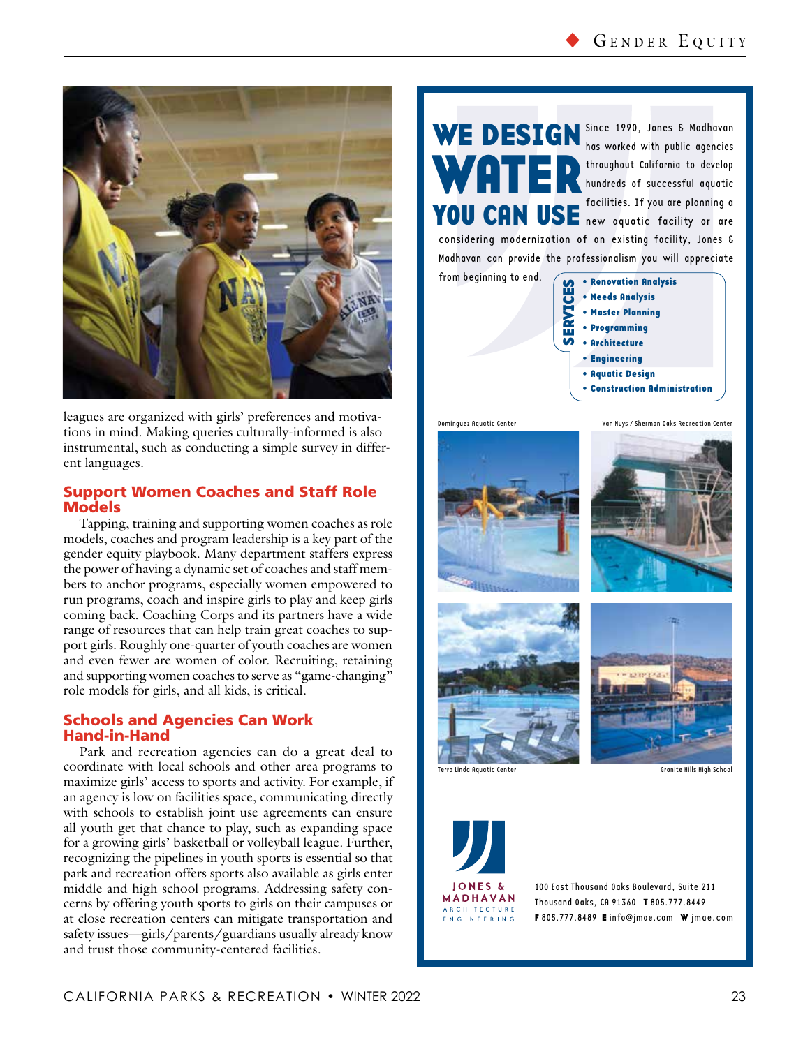leagues are organized with girls' preferences and motivations in mind. Making queries culturally-informed is also instrumental, such as conducting a simple survey in different languages.

## Support Women Coaches and Staff Role Models

Tapping, training and supporting women coaches as role models, coaches and program leadership is a key part of the gender equity playbook. Many department staffers express the power of having a dynamic set of coaches and staff members to anchor programs, especially women empowered to run programs, coach and inspire girls to play and keep girls coming back. Coaching Corps and its partners have a wide range of resources that can help train great coaches to support girls. Roughly one-quarter of youth coaches are women and even fewer are women of color. Recruiting, retaining and supporting women coaches to serve as "game-changing" role models for girls, and all kids, is critical.

## Schools and Agencies Can Work Hand-in-Hand

Park and recreation agencies can do a great deal to coordinate with local schools and other area programs to maximize girls' access to sports and activity. For example, if an agency is low on facilities space, communicating directly with schools to establish joint use agreements can ensure all youth get that chance to play, such as expanding space for a growing girls' basketball or volleyball league. Further, recognizing the pipelines in youth sports is essential so that park and recreation offers sports also available as girls enter middle and high school programs. Addressing safety concerns by offering youth sports to girls on their campuses or at close recreation centers can mitigate transportation and safety issues—girls/parents/guardians usually already know and trust those community-centered facilities.

---

**WE DESIGN WATER YOU CAN USE**

Since 1990, Jones & Madhavan has worked with public agencies throughout California to develop hundreds of successful aquatic facilities. If you are planning a new aquatic facility or are considering modernization of an existing facility, Jones & Madhavan can provide the professionalism you will appreciate from beginning to end.

**SERVICES**

- Renovation Analysis
- Needs Analysis
- Master Planning
- Programming
- Architecture
- Engineering
- Aquatic Design
- Construction Administration

Dominguez Aquatic Center

Van Nuys / Sherman Oaks Recreation Center

Terra Linda Aquatic Center

Granite Hills High School

JONES & MADHAVAN
ARCHITECTURE
ENGINEERING

100 East Thousand Oaks Boulevard, Suite 211
Thousand Oaks, CA 91360 **T** 805.777.8449
**F** 805.777.8489 **E** info@jmae.com **W** jmae.com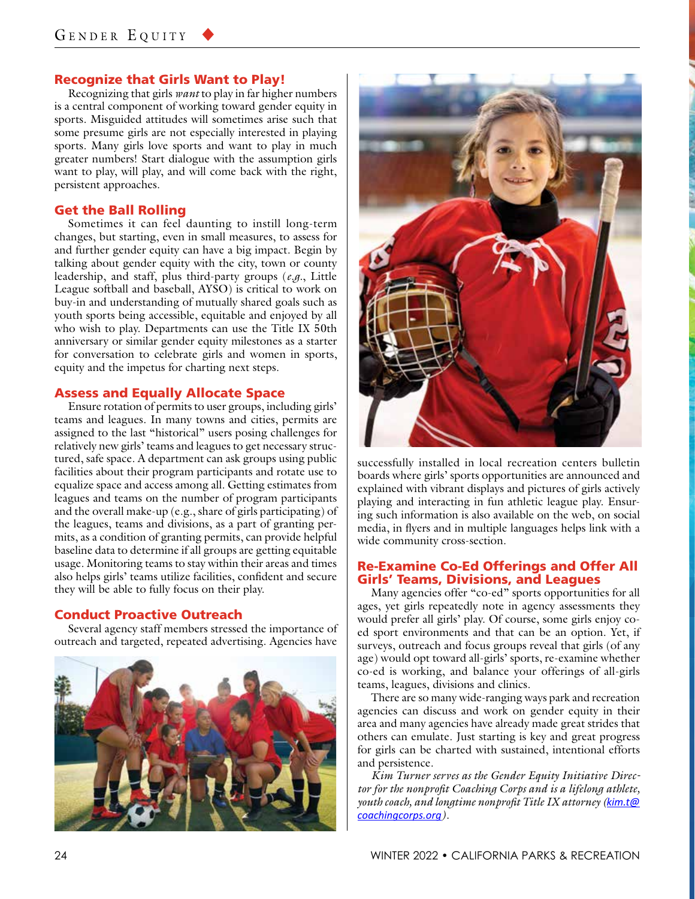## Recognize that Girls Want to Play!

Recognizing that girls *want* to play in far higher numbers is a central component of working toward gender equity in sports. Misguided attitudes will sometimes arise such that some presume girls are not especially interested in playing sports. Many girls love sports and want to play in much greater numbers! Start dialogue with the assumption girls want to play, will play, and will come back with the right, persistent approaches.

## Get the Ball Rolling

Sometimes it can feel daunting to instill long-term changes, but starting, even in small measures, to assess for and further gender equity can have a big impact. Begin by talking about gender equity with the city, town or county leadership, and staff, plus third-party groups (*e.g.*, Little League softball and baseball, AYSO) is critical to work on buy-in and understanding of mutually shared goals such as youth sports being accessible, equitable and enjoyed by all who wish to play. Departments can use the Title IX 50th anniversary or similar gender equity milestones as a starter for conversation to celebrate girls and women in sports, equity and the impetus for charting next steps.

## Assess and Equally Allocate Space

Ensure rotation of permits to user groups, including girls' teams and leagues. In many towns and cities, permits are assigned to the last "historical" users posing challenges for relatively new girls' teams and leagues to get necessary structured, safe space. A department can ask groups using public facilities about their program participants and rotate use to equalize space and access among all. Getting estimates from leagues and teams on the number of program participants and the overall make-up (e.g., share of girls participating) of the leagues, teams and divisions, as a part of granting permits, as a condition of granting permits, can provide helpful baseline data to determine if all groups are getting equitable usage. Monitoring teams to stay within their areas and times also helps girls' teams utilize facilities, confident and secure they will be able to fully focus on their play.

## Conduct Proactive Outreach

Several agency staff members stressed the importance of outreach and targeted, repeated advertising. Agencies have successfully installed in local recreation centers bulletin boards where girls' sports opportunities are announced and explained with vibrant displays and pictures of girls actively playing and interacting in fun athletic league play. Ensuring such information is also available on the web, on social media, in flyers and in multiple languages helps link with a wide community cross-section.

## Re-Examine Co-Ed Offerings and Offer All Girls' Teams, Divisions, and Leagues

Many agencies offer "co-ed" sports opportunities for all ages, yet girls repeatedly note in agency assessments they would prefer all girls' play. Of course, some girls enjoy co-ed sport environments and that can be an option. Yet, if surveys, outreach and focus groups reveal that girls (of any age) would opt toward all-girls' sports, re-examine whether co-ed is working, and balance your offerings of all-girls teams, leagues, divisions and clinics.

There are so many wide-ranging ways park and recreation agencies can discuss and work on gender equity in their area and many agencies have already made great strides that others can emulate. Just starting is key and great progress for girls can be charted with sustained, intentional efforts and persistence.

*Kim Turner serves as the Gender Equity Initiative Director for the nonprofit Coaching Corps and is a lifelong athlete, youth coach, and longtime nonprofit Title IX attorney (kim.t@coachingcorps.org).*